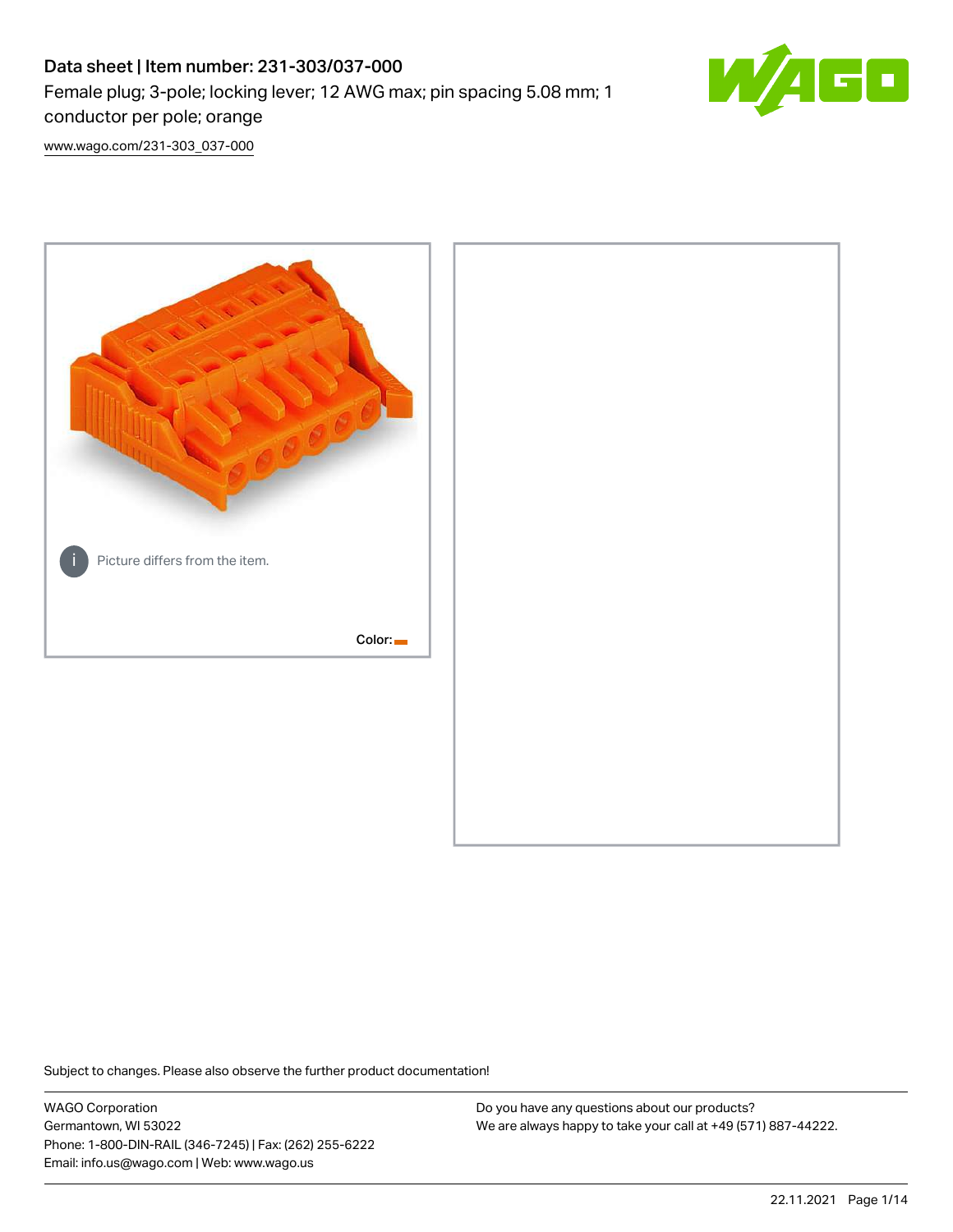# Data sheet | Item number: 231-303/037-000

Female plug; 3-pole; locking lever; 12 AWG max; pin spacing 5.08 mm; 1 conductor per pole; orange

www.wago.com/231-303_037-000

Picture differs from the item.

Color:

Subject to changes. Please also observe the further product documentation!

WAGO Corporation
Germantown, WI 53022
Phone: 1-800-DIN-RAIL (346-7245) | Fax: (262) 255-6222
Email: info.us@wago.com | Web: www.wago.us

Do you have any questions about our products?
We are always happy to take your call at +49 (571) 887-44222.

22.11.2021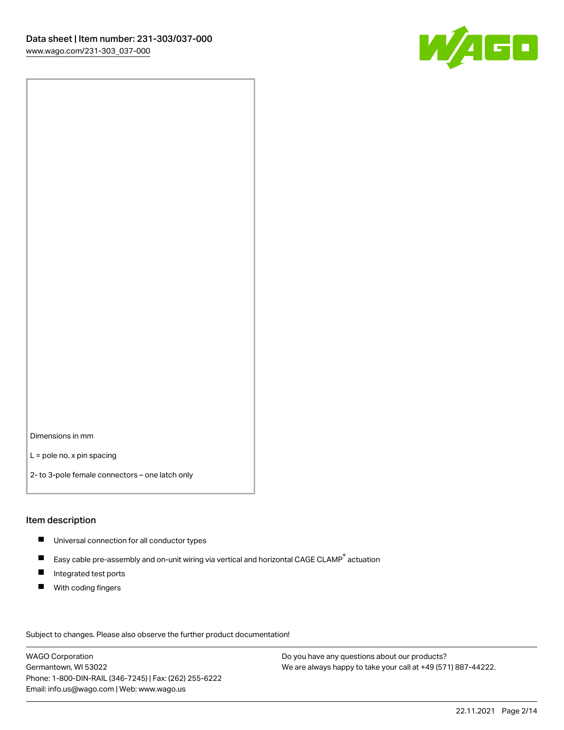Dimensions in mm

L = pole no. x pin spacing

2- to 3-pole female connectors – one latch only

## Item description

- Universal connection for all conductor types
- Easy cable pre-assembly and on-unit wiring via vertical and horizontal CAGE CLAMP® actuation
- Integrated test ports
- With coding fingers

Subject to changes. Please also observe the further product documentation!

WAGO Corporation
Germantown, WI 53022
Phone: 1-800-DIN-RAIL (346-7245) | Fax: (262) 255-6222
Email: info.us@wago.com | Web: www.wago.us

Do you have any questions about our products?
We are always happy to take your call at +49 (571) 887-44222.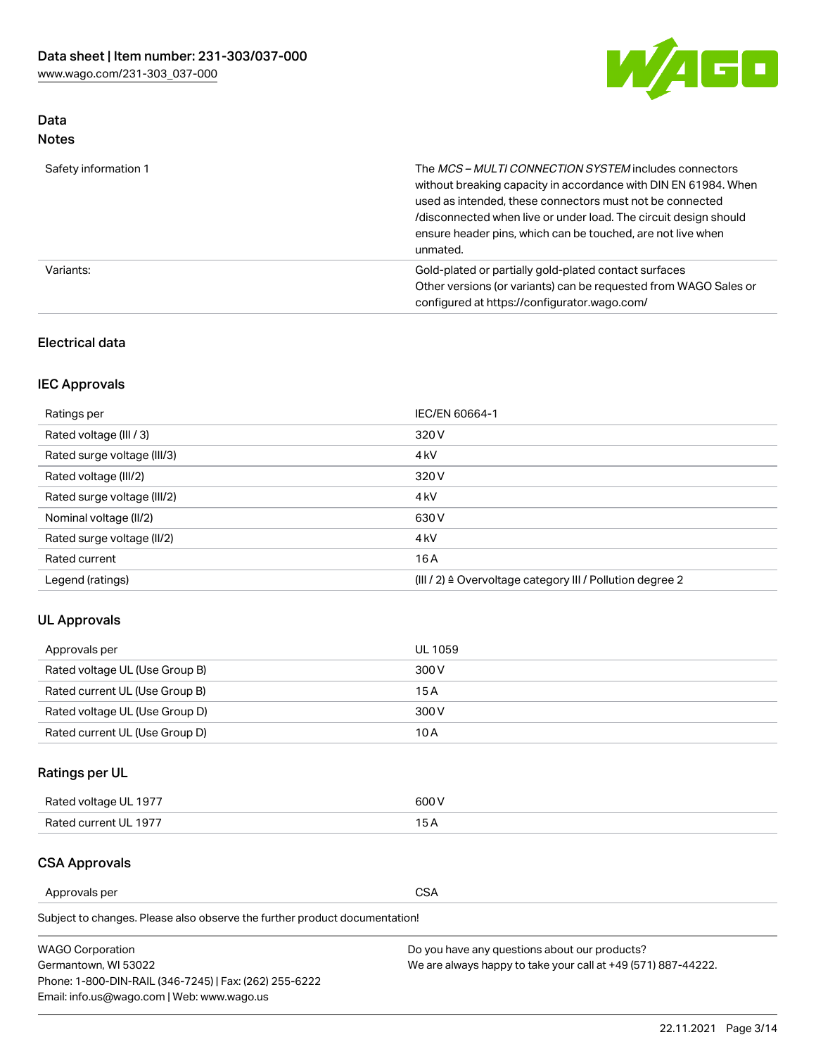## Data

### Notes

| | |
|---|---|
| Safety information 1 | The *MCS – MULTI CONNECTION SYSTEM* includes connectors without breaking capacity in accordance with DIN EN 61984. When used as intended, these connectors must not be connected /disconnected when live or under load. The circuit design should ensure header pins, which can be touched, are not live when unmated. |
| Variants: | Gold-plated or partially gold-plated contact surfaces<br>Other versions (or variants) can be requested from WAGO Sales or configured at https://configurator.wago.com/ |

## Electrical data

### IEC Approvals

| | |
|---|---|
| Ratings per | IEC/EN 60664-1 |
| Rated voltage (III / 3) | 320 V |
| Rated surge voltage (III/3) | 4 kV |
| Rated voltage (III/2) | 320 V |
| Rated surge voltage (III/2) | 4 kV |
| Nominal voltage (II/2) | 630 V |
| Rated surge voltage (II/2) | 4 kV |
| Rated current | 16 A |
| Legend (ratings) | (III / 2) ≙ Overvoltage category III / Pollution degree 2 |

### UL Approvals

| | |
|---|---|
| Approvals per | UL 1059 |
| Rated voltage UL (Use Group B) | 300 V |
| Rated current UL (Use Group B) | 15 A |
| Rated voltage UL (Use Group D) | 300 V |
| Rated current UL (Use Group D) | 10 A |

### Ratings per UL

| | |
|---|---|
| Rated voltage UL 1977 | 600 V |
| Rated current UL 1977 | 15 A |

### CSA Approvals

| | |
|---|---|
| Approvals per | CSA |

Subject to changes. Please also observe the further product documentation!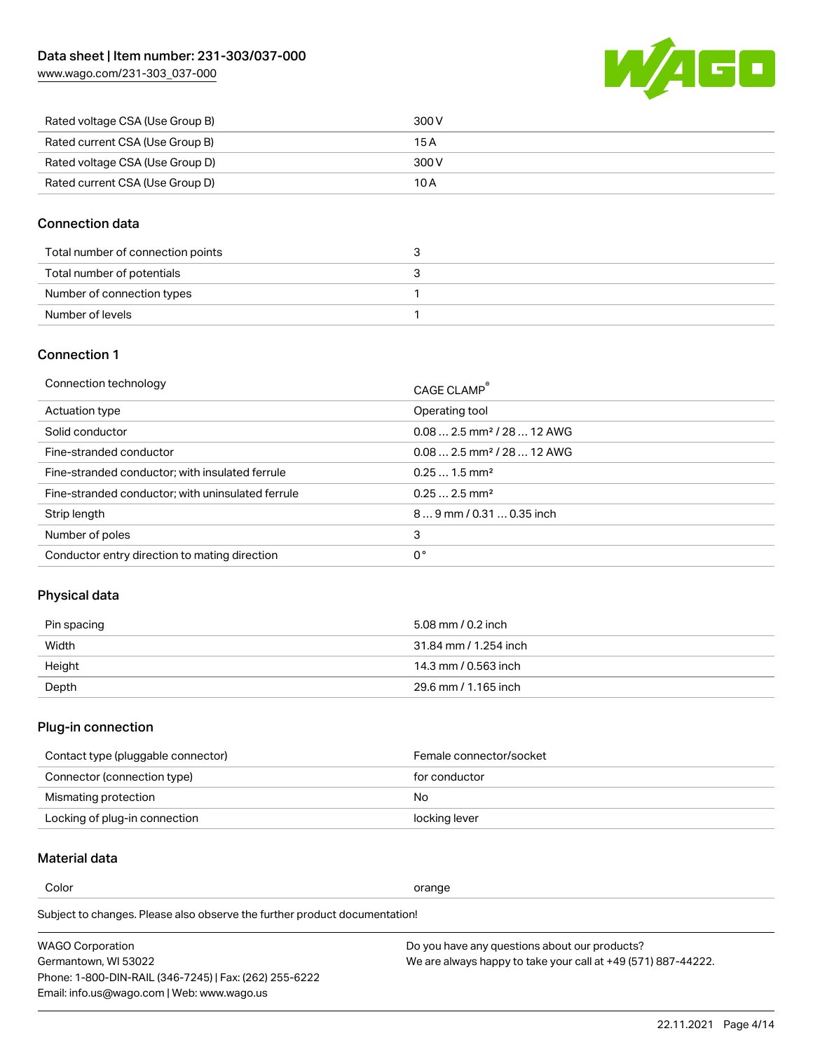| | |
|---|---|
| Rated voltage CSA (Use Group B) | 300 V |
| Rated current CSA (Use Group B) | 15 A |
| Rated voltage CSA (Use Group D) | 300 V |
| Rated current CSA (Use Group D) | 10 A |

## Connection data

| | |
|---|---|
| Total number of connection points | 3 |
| Total number of potentials | 3 |
| Number of connection types | 1 |
| Number of levels | 1 |

## Connection 1

| | |
|---|---|
| Connection technology | CAGE CLAMP® |
| Actuation type | Operating tool |
| Solid conductor | 0.08 … 2.5 mm² / 28 … 12 AWG |
| Fine-stranded conductor | 0.08 … 2.5 mm² / 28 … 12 AWG |
| Fine-stranded conductor; with insulated ferrule | 0.25 … 1.5 mm² |
| Fine-stranded conductor; with uninsulated ferrule | 0.25 … 2.5 mm² |
| Strip length | 8 … 9 mm / 0.31 … 0.35 inch |
| Number of poles | 3 |
| Conductor entry direction to mating direction | 0 ° |

## Physical data

| | |
|---|---|
| Pin spacing | 5.08 mm / 0.2 inch |
| Width | 31.84 mm / 1.254 inch |
| Height | 14.3 mm / 0.563 inch |
| Depth | 29.6 mm / 1.165 inch |

## Plug-in connection

| | |
|---|---|
| Contact type (pluggable connector) | Female connector/socket |
| Connector (connection type) | for conductor |
| Mismating protection | No |
| Locking of plug-in connection | locking lever |

## Material data

| | |
|---|---|
| Color | orange |

Subject to changes. Please also observe the further product documentation!

WAGO Corporation
Germantown, WI 53022
Phone: 1-800-DIN-RAIL (346-7245) | Fax: (262) 255-6222
Email: info.us@wago.com | Web: www.wago.us

Do you have any questions about our products?
We are always happy to take your call at +49 (571) 887-44222.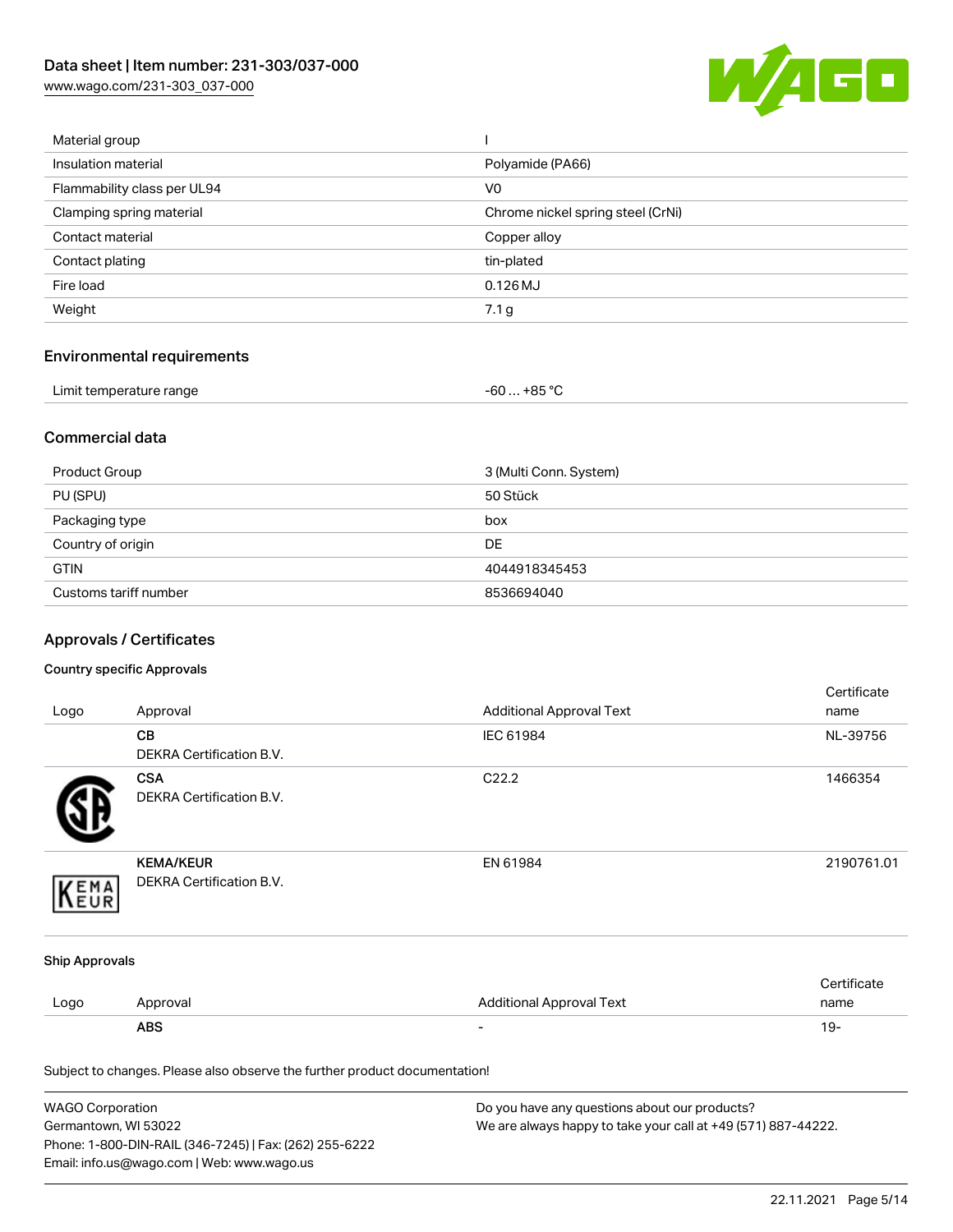| | |
|---|---|
| Material group | I |
| Insulation material | Polyamide (PA66) |
| Flammability class per UL94 | V0 |
| Clamping spring material | Chrome nickel spring steel (CrNi) |
| Contact material | Copper alloy |
| Contact plating | tin-plated |
| Fire load | 0.126 MJ |
| Weight | 7.1 g |

## Environmental requirements

| | |
|---|---|
| Limit temperature range | -60 … +85 °C |

## Commercial data

| | |
|---|---|
| Product Group | 3 (Multi Conn. System) |
| PU (SPU) | 50 Stück |
| Packaging type | box |
| Country of origin | DE |
| GTIN | 4044918345453 |
| Customs tariff number | 8536694040 |

## Approvals / Certificates

### Country specific Approvals

| Logo | Approval | Additional Approval Text | Certificate name |
|---|---|---|---|
| | **CB** DEKRA Certification B.V. | IEC 61984 | NL-39756 |
| | **CSA** DEKRA Certification B.V. | C22.2 | 1466354 |
| | **KEMA/KEUR** DEKRA Certification B.V. | EN 61984 | 2190761.01 |

### Ship Approvals

| Logo | Approval | Additional Approval Text | Certificate name |
|---|---|---|---|
| | **ABS** | - | 19- |

Subject to changes. Please also observe the further product documentation!

WAGO Corporation
Germantown, WI 53022
Phone: 1-800-DIN-RAIL (346-7245) | Fax: (262) 255-6222
Email: info.us@wago.com | Web: www.wago.us

Do you have any questions about our products?
We are always happy to take your call at +49 (571) 887-44222.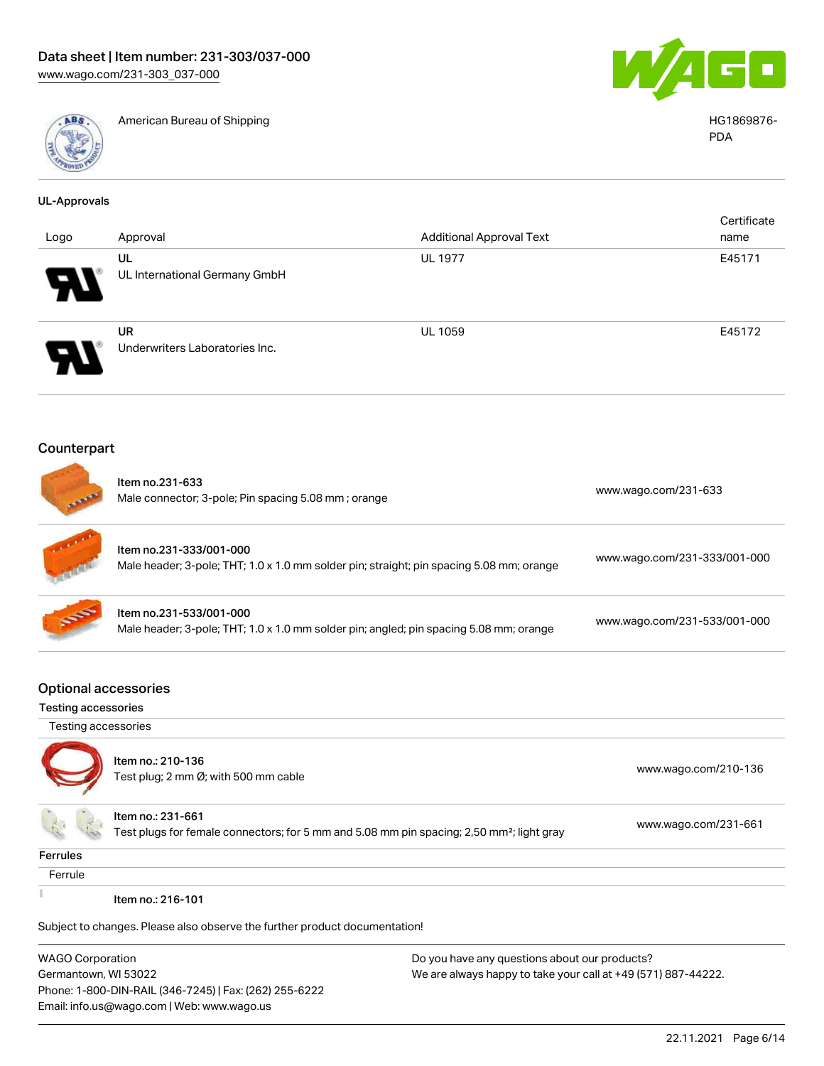| | | |
|---|---|---|
| | American Bureau of Shipping | HG1869876-PDA |

### UL-Approvals

| Logo | Approval | Additional Approval Text | Certificate name |
|---|---|---|---|
| | UL<br>UL International Germany GmbH | UL 1977 | E45171 |
| | UR<br>Underwriters Laboratories Inc. | UL 1059 | E45172 |

## Counterpart

| | |
|---|---|
| Item no.231-633<br>Male connector; 3-pole; Pin spacing 5.08 mm ; orange | www.wago.com/231-633 |
| Item no.231-333/001-000<br>Male header; 3-pole; THT; 1.0 x 1.0 mm solder pin; straight; pin spacing 5.08 mm; orange | www.wago.com/231-333/001-000 |
| Item no.231-533/001-000<br>Male header; 3-pole; THT; 1.0 x 1.0 mm solder pin; angled; pin spacing 5.08 mm; orange | www.wago.com/231-533/001-000 |

## Optional accessories

### Testing accessories

Testing accessories

| | |
|---|---|
| Item no.: 210-136<br>Test plug; 2 mm Ø; with 500 mm cable | www.wago.com/210-136 |
| Item no.: 231-661<br>Test plugs for female connectors; for 5 mm and 5.08 mm pin spacing; 2,50 mm²; light gray | www.wago.com/231-661 |

### Ferrules

Ferrule

Item no.: 216-101

Subject to changes. Please also observe the further product documentation!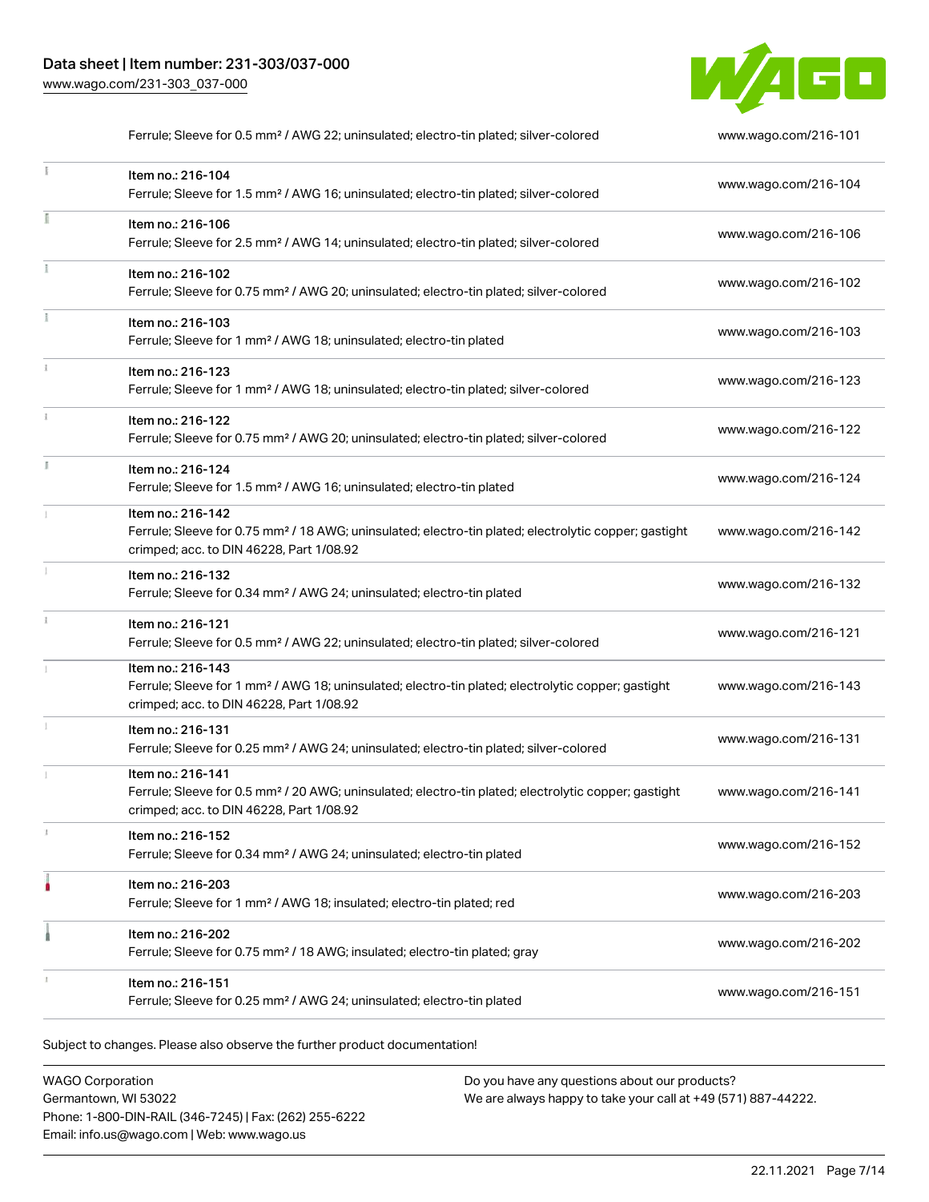| | | |
|---|---|---|
| | Ferrule; Sleeve for 0.5 mm² / AWG 22; uninsulated; electro-tin plated; silver-colored | www.wago.com/216-101 |
| | Item no.: 216-104<br>Ferrule; Sleeve for 1.5 mm² / AWG 16; uninsulated; electro-tin plated; silver-colored | www.wago.com/216-104 |
| | Item no.: 216-106<br>Ferrule; Sleeve for 2.5 mm² / AWG 14; uninsulated; electro-tin plated; silver-colored | www.wago.com/216-106 |
| | Item no.: 216-102<br>Ferrule; Sleeve for 0.75 mm² / AWG 20; uninsulated; electro-tin plated; silver-colored | www.wago.com/216-102 |
| | Item no.: 216-103<br>Ferrule; Sleeve for 1 mm² / AWG 18; uninsulated; electro-tin plated | www.wago.com/216-103 |
| | Item no.: 216-123<br>Ferrule; Sleeve for 1 mm² / AWG 18; uninsulated; electro-tin plated; silver-colored | www.wago.com/216-123 |
| | Item no.: 216-122<br>Ferrule; Sleeve for 0.75 mm² / AWG 20; uninsulated; electro-tin plated; silver-colored | www.wago.com/216-122 |
| | Item no.: 216-124<br>Ferrule; Sleeve for 1.5 mm² / AWG 16; uninsulated; electro-tin plated | www.wago.com/216-124 |
| | Item no.: 216-142<br>Ferrule; Sleeve for 0.75 mm² / 18 AWG; uninsulated; electro-tin plated; electrolytic copper; gastight crimped; acc. to DIN 46228, Part 1/08.92 | www.wago.com/216-142 |
| | Item no.: 216-132<br>Ferrule; Sleeve for 0.34 mm² / AWG 24; uninsulated; electro-tin plated | www.wago.com/216-132 |
| | Item no.: 216-121<br>Ferrule; Sleeve for 0.5 mm² / AWG 22; uninsulated; electro-tin plated; silver-colored | www.wago.com/216-121 |
| | Item no.: 216-143<br>Ferrule; Sleeve for 1 mm² / AWG 18; uninsulated; electro-tin plated; electrolytic copper; gastight crimped; acc. to DIN 46228, Part 1/08.92 | www.wago.com/216-143 |
| | Item no.: 216-131<br>Ferrule; Sleeve for 0.25 mm² / AWG 24; uninsulated; electro-tin plated; silver-colored | www.wago.com/216-131 |
| | Item no.: 216-141<br>Ferrule; Sleeve for 0.5 mm² / 20 AWG; uninsulated; electro-tin plated; electrolytic copper; gastight crimped; acc. to DIN 46228, Part 1/08.92 | www.wago.com/216-141 |
| | Item no.: 216-152<br>Ferrule; Sleeve for 0.34 mm² / AWG 24; uninsulated; electro-tin plated | www.wago.com/216-152 |
| | Item no.: 216-203<br>Ferrule; Sleeve for 1 mm² / AWG 18; insulated; electro-tin plated; red | www.wago.com/216-203 |
| | Item no.: 216-202<br>Ferrule; Sleeve for 0.75 mm² / 18 AWG; insulated; electro-tin plated; gray | www.wago.com/216-202 |
| | Item no.: 216-151<br>Ferrule; Sleeve for 0.25 mm² / AWG 24; uninsulated; electro-tin plated | www.wago.com/216-151 |

Subject to changes. Please also observe the further product documentation!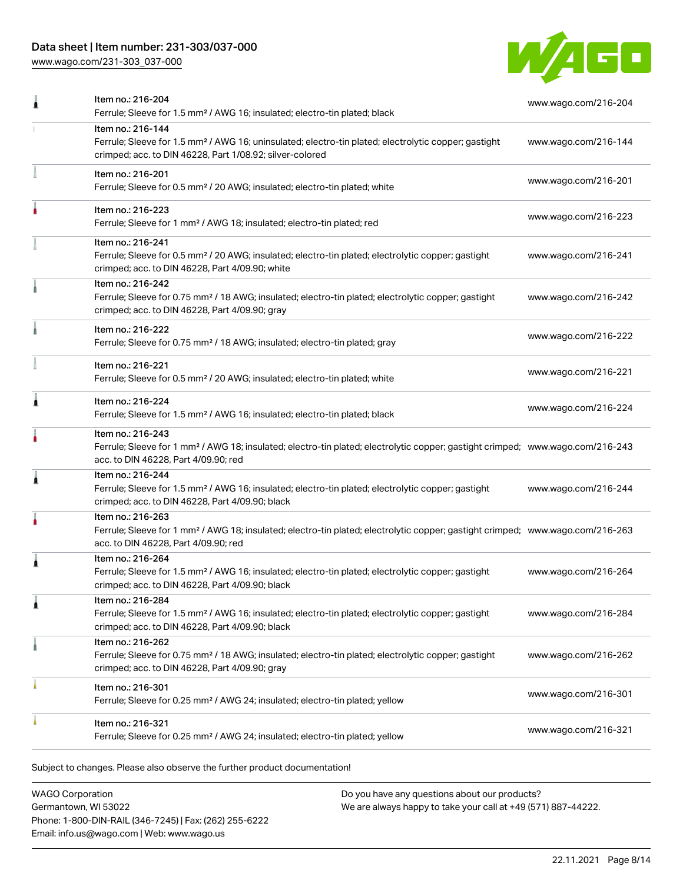| | | |
|---|---|---|
| | Item no.: 216-204<br>Ferrule; Sleeve for 1.5 mm² / AWG 16; insulated; electro-tin plated; black | www.wago.com/216-204 |
| | Item no.: 216-144<br>Ferrule; Sleeve for 1.5 mm² / AWG 16; uninsulated; electro-tin plated; electrolytic copper; gastight crimped; acc. to DIN 46228, Part 1/08.92; silver-colored | www.wago.com/216-144 |
| | Item no.: 216-201<br>Ferrule; Sleeve for 0.5 mm² / 20 AWG; insulated; electro-tin plated; white | www.wago.com/216-201 |
| | Item no.: 216-223<br>Ferrule; Sleeve for 1 mm² / AWG 18; insulated; electro-tin plated; red | www.wago.com/216-223 |
| | Item no.: 216-241<br>Ferrule; Sleeve for 0.5 mm² / 20 AWG; insulated; electro-tin plated; electrolytic copper; gastight crimped; acc. to DIN 46228, Part 4/09.90; white | www.wago.com/216-241 |
| | Item no.: 216-242<br>Ferrule; Sleeve for 0.75 mm² / 18 AWG; insulated; electro-tin plated; electrolytic copper; gastight crimped; acc. to DIN 46228, Part 4/09.90; gray | www.wago.com/216-242 |
| | Item no.: 216-222<br>Ferrule; Sleeve for 0.75 mm² / 18 AWG; insulated; electro-tin plated; gray | www.wago.com/216-222 |
| | Item no.: 216-221<br>Ferrule; Sleeve for 0.5 mm² / 20 AWG; insulated; electro-tin plated; white | www.wago.com/216-221 |
| | Item no.: 216-224<br>Ferrule; Sleeve for 1.5 mm² / AWG 16; insulated; electro-tin plated; black | www.wago.com/216-224 |
| | Item no.: 216-243<br>Ferrule; Sleeve for 1 mm² / AWG 18; insulated; electro-tin plated; electrolytic copper; gastight crimped; acc. to DIN 46228, Part 4/09.90; red | www.wago.com/216-243 |
| | Item no.: 216-244<br>Ferrule; Sleeve for 1.5 mm² / AWG 16; insulated; electro-tin plated; electrolytic copper; gastight crimped; acc. to DIN 46228, Part 4/09.90; black | www.wago.com/216-244 |
| | Item no.: 216-263<br>Ferrule; Sleeve for 1 mm² / AWG 18; insulated; electro-tin plated; electrolytic copper; gastight crimped; acc. to DIN 46228, Part 4/09.90; red | www.wago.com/216-263 |
| | Item no.: 216-264<br>Ferrule; Sleeve for 1.5 mm² / AWG 16; insulated; electro-tin plated; electrolytic copper; gastight crimped; acc. to DIN 46228, Part 4/09.90; black | www.wago.com/216-264 |
| | Item no.: 216-284<br>Ferrule; Sleeve for 1.5 mm² / AWG 16; insulated; electro-tin plated; electrolytic copper; gastight crimped; acc. to DIN 46228, Part 4/09.90; black | www.wago.com/216-284 |
| | Item no.: 216-262<br>Ferrule; Sleeve for 0.75 mm² / 18 AWG; insulated; electro-tin plated; electrolytic copper; gastight crimped; acc. to DIN 46228, Part 4/09.90; gray | www.wago.com/216-262 |
| | Item no.: 216-301<br>Ferrule; Sleeve for 0.25 mm² / AWG 24; insulated; electro-tin plated; yellow | www.wago.com/216-301 |
| | Item no.: 216-321<br>Ferrule; Sleeve for 0.25 mm² / AWG 24; insulated; electro-tin plated; yellow | www.wago.com/216-321 |

Subject to changes. Please also observe the further product documentation!

WAGO Corporation
Germantown, WI 53022
Phone: 1-800-DIN-RAIL (346-7245) | Fax: (262) 255-6222
Email: info.us@wago.com | Web: www.wago.us

Do you have any questions about our products?
We are always happy to take your call at +49 (571) 887-44222.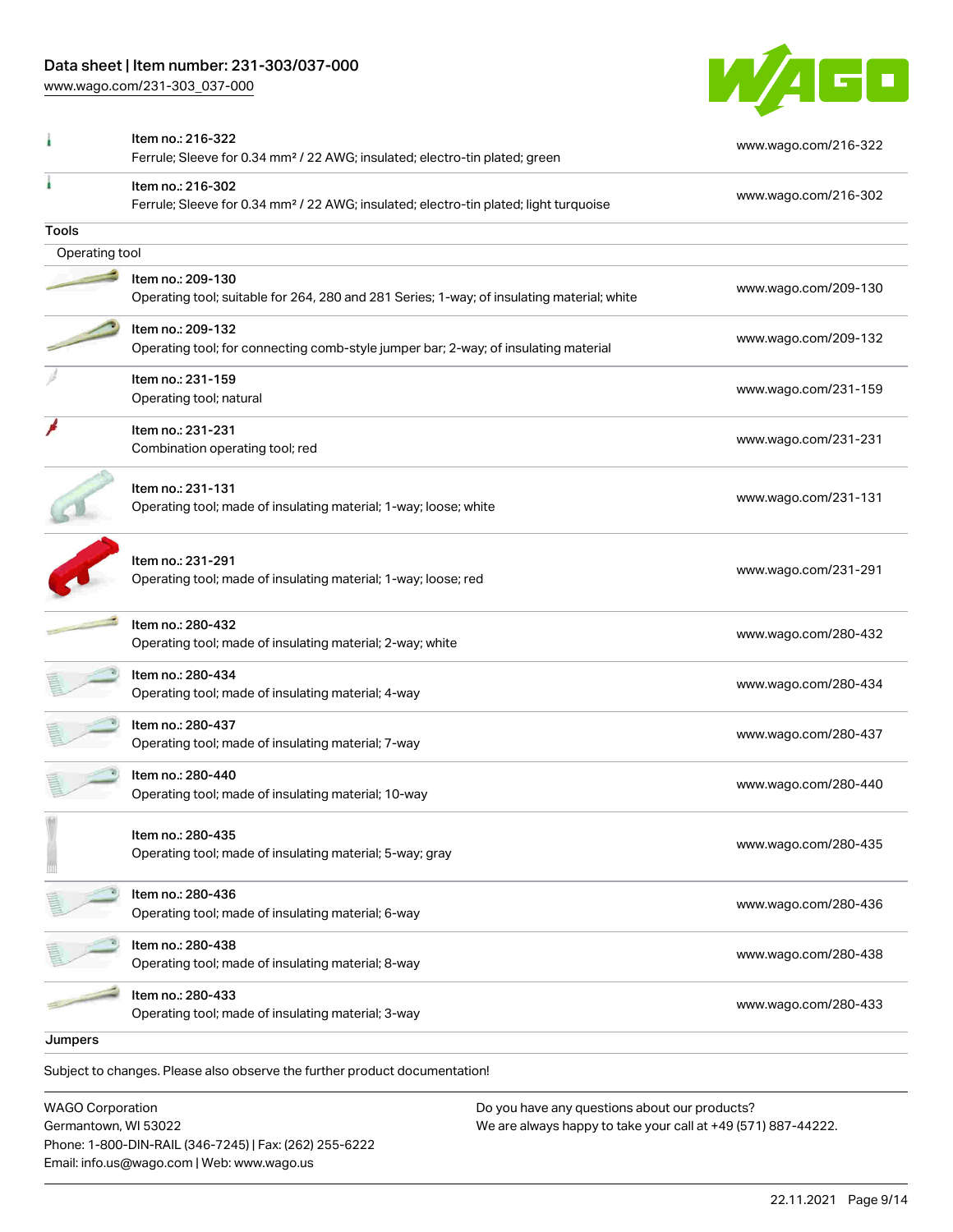| | | |
|---|---|---|
| | Item no.: 216-322<br>Ferrule; Sleeve for 0.34 mm² / 22 AWG; insulated; electro-tin plated; green | www.wago.com/216-322 |
| | Item no.: 216-302<br>Ferrule; Sleeve for 0.34 mm² / 22 AWG; insulated; electro-tin plated; light turquoise | www.wago.com/216-302 |

**Tools**

Operating tool

| | | |
|---|---|---|
| | Item no.: 209-130<br>Operating tool; suitable for 264, 280 and 281 Series; 1-way; of insulating material; white | www.wago.com/209-130 |
| | Item no.: 209-132<br>Operating tool; for connecting comb-style jumper bar; 2-way; of insulating material | www.wago.com/209-132 |
| | Item no.: 231-159<br>Operating tool; natural | www.wago.com/231-159 |
| | Item no.: 231-231<br>Combination operating tool; red | www.wago.com/231-231 |
| | Item no.: 231-131<br>Operating tool; made of insulating material; 1-way; loose; white | www.wago.com/231-131 |
| | Item no.: 231-291<br>Operating tool; made of insulating material; 1-way; loose; red | www.wago.com/231-291 |
| | Item no.: 280-432<br>Operating tool; made of insulating material; 2-way; white | www.wago.com/280-432 |
| | Item no.: 280-434<br>Operating tool; made of insulating material; 4-way | www.wago.com/280-434 |
| | Item no.: 280-437<br>Operating tool; made of insulating material; 7-way | www.wago.com/280-437 |
| | Item no.: 280-440<br>Operating tool; made of insulating material; 10-way | www.wago.com/280-440 |
| | Item no.: 280-435<br>Operating tool; made of insulating material; 5-way; gray | www.wago.com/280-435 |
| | Item no.: 280-436<br>Operating tool; made of insulating material; 6-way | www.wago.com/280-436 |
| | Item no.: 280-438<br>Operating tool; made of insulating material; 8-way | www.wago.com/280-438 |
| | Item no.: 280-433<br>Operating tool; made of insulating material; 3-way | www.wago.com/280-433 |

**Jumpers**

Subject to changes. Please also observe the further product documentation!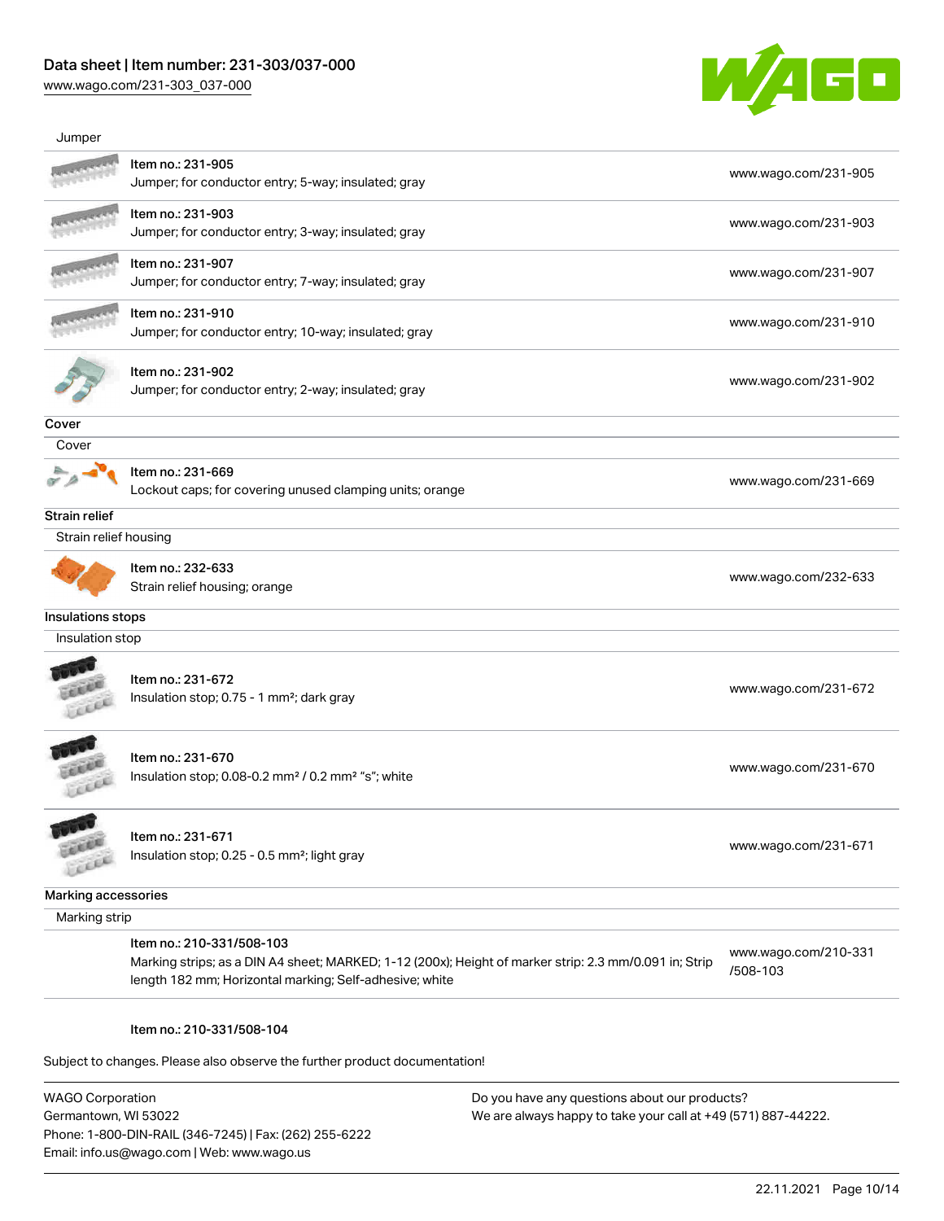Jumper

| | | |
|---|---|---|
| Item no.: 231-905<br>Jumper; for conductor entry; 5-way; insulated; gray | www.wago.com/231-905 |
| Item no.: 231-903<br>Jumper; for conductor entry; 3-way; insulated; gray | www.wago.com/231-903 |
| Item no.: 231-907<br>Jumper; for conductor entry; 7-way; insulated; gray | www.wago.com/231-907 |
| Item no.: 231-910<br>Jumper; for conductor entry; 10-way; insulated; gray | www.wago.com/231-910 |
| Item no.: 231-902<br>Jumper; for conductor entry; 2-way; insulated; gray | www.wago.com/231-902 |

## Cover

Cover

| | |
|---|---|
| Item no.: 231-669<br>Lockout caps; for covering unused clamping units; orange | www.wago.com/231-669 |

## Strain relief

Strain relief housing

| | |
|---|---|
| Item no.: 232-633<br>Strain relief housing; orange | www.wago.com/232-633 |

## Insulations stops

Insulation stop

| | |
|---|---|
| Item no.: 231-672<br>Insulation stop; 0.75 - 1 mm²; dark gray | www.wago.com/231-672 |
| Item no.: 231-670<br>Insulation stop; 0.08-0.2 mm² / 0.2 mm² "s"; white | www.wago.com/231-670 |
| Item no.: 231-671<br>Insulation stop; 0.25 - 0.5 mm²; light gray | www.wago.com/231-671 |

## Marking accessories

Marking strip

| | |
|---|---|
| Item no.: 210-331/508-103<br>Marking strips; as a DIN A4 sheet; MARKED; 1-12 (200x); Height of marker strip: 2.3 mm/0.091 in; Strip length 182 mm; Horizontal marking; Self-adhesive; white | www.wago.com/210-331/508-103 |

Item no.: 210-331/508-104

Subject to changes. Please also observe the further product documentation!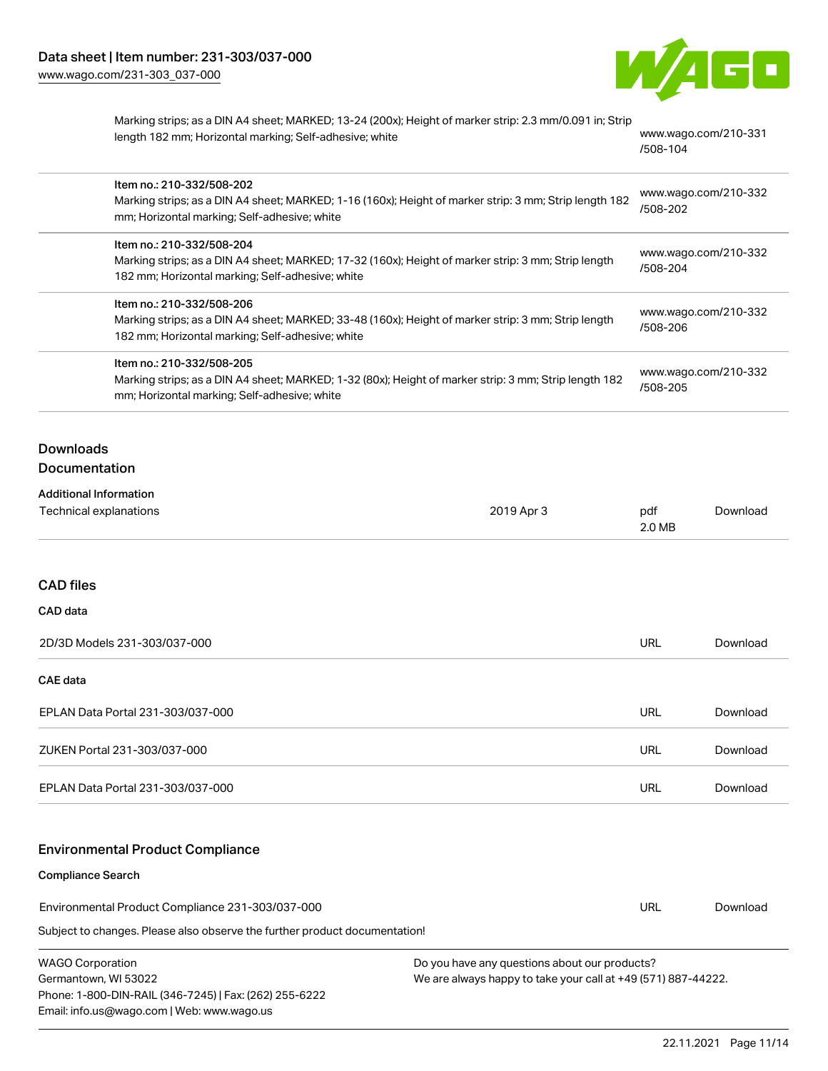| | |
|---|---|
| Marking strips; as a DIN A4 sheet; MARKED; 13-24 (200x); Height of marker strip: 2.3 mm/0.091 in; Strip length 182 mm; Horizontal marking; Self-adhesive; white | www.wago.com/210-331/508-104 |
| Item no.: 210-332/508-202<br>Marking strips; as a DIN A4 sheet; MARKED; 1-16 (160x); Height of marker strip: 3 mm; Strip length 182 mm; Horizontal marking; Self-adhesive; white | www.wago.com/210-332/508-202 |
| Item no.: 210-332/508-204<br>Marking strips; as a DIN A4 sheet; MARKED; 17-32 (160x); Height of marker strip: 3 mm; Strip length 182 mm; Horizontal marking; Self-adhesive; white | www.wago.com/210-332/508-204 |
| Item no.: 210-332/508-206<br>Marking strips; as a DIN A4 sheet; MARKED; 33-48 (160x); Height of marker strip: 3 mm; Strip length 182 mm; Horizontal marking; Self-adhesive; white | www.wago.com/210-332/508-206 |
| Item no.: 210-332/508-205<br>Marking strips; as a DIN A4 sheet; MARKED; 1-32 (80x); Height of marker strip: 3 mm; Strip length 182 mm; Horizontal marking; Self-adhesive; white | www.wago.com/210-332/508-205 |

## Downloads

### Documentation

**Additional Information**

| | | | |
|---|---|---|---|
| Technical explanations | 2019 Apr 3 | pdf 2.0 MB | Download |

### CAD files

**CAD data**

| | | |
|---|---|---|
| 2D/3D Models 231-303/037-000 | URL | Download |

**CAE data**

| | | |
|---|---|---|
| EPLAN Data Portal 231-303/037-000 | URL | Download |
| ZUKEN Portal 231-303/037-000 | URL | Download |
| EPLAN Data Portal 231-303/037-000 | URL | Download |

### Environmental Product Compliance

**Compliance Search**

| | | |
|---|---|---|
| Environmental Product Compliance 231-303/037-000 | URL | Download |

Subject to changes. Please also observe the further product documentation!

WAGO Corporation
Germantown, WI 53022
Phone: 1-800-DIN-RAIL (346-7245) | Fax: (262) 255-6222
Email: info.us@wago.com | Web: www.wago.us

Do you have any questions about our products?
We are always happy to take your call at +49 (571) 887-44222.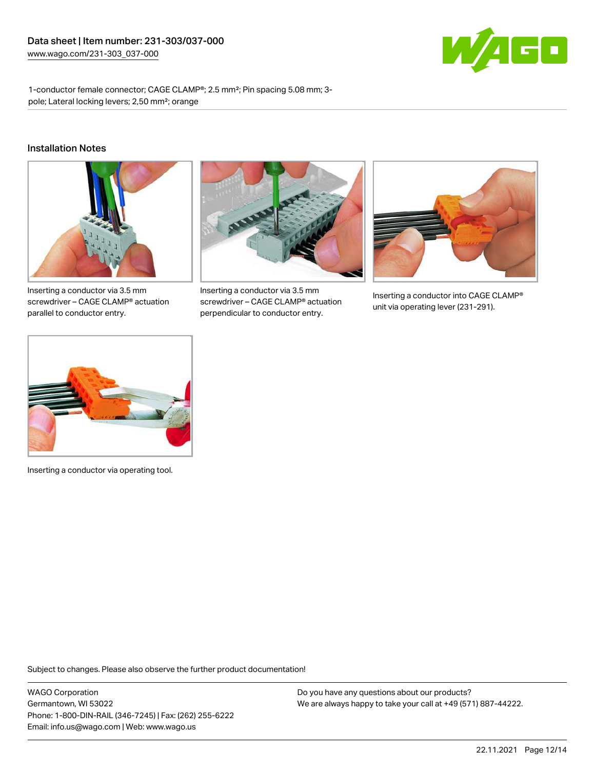1-conductor female connector; CAGE CLAMP®; 2.5 mm²; Pin spacing 5.08 mm; 3-pole; Lateral locking levers; 2,50 mm²; orange

## Installation Notes

Inserting a conductor via 3.5 mm screwdriver – CAGE CLAMP® actuation parallel to conductor entry.

Inserting a conductor via 3.5 mm screwdriver – CAGE CLAMP® actuation perpendicular to conductor entry.

Inserting a conductor into CAGE CLAMP® unit via operating lever (231-291).

Inserting a conductor via operating tool.

Subject to changes. Please also observe the further product documentation!

WAGO Corporation
Germantown, WI 53022
Phone: 1-800-DIN-RAIL (346-7245) | Fax: (262) 255-6222
Email: info.us@wago.com | Web: www.wago.us

Do you have any questions about our products?
We are always happy to take your call at +49 (571) 887-44222.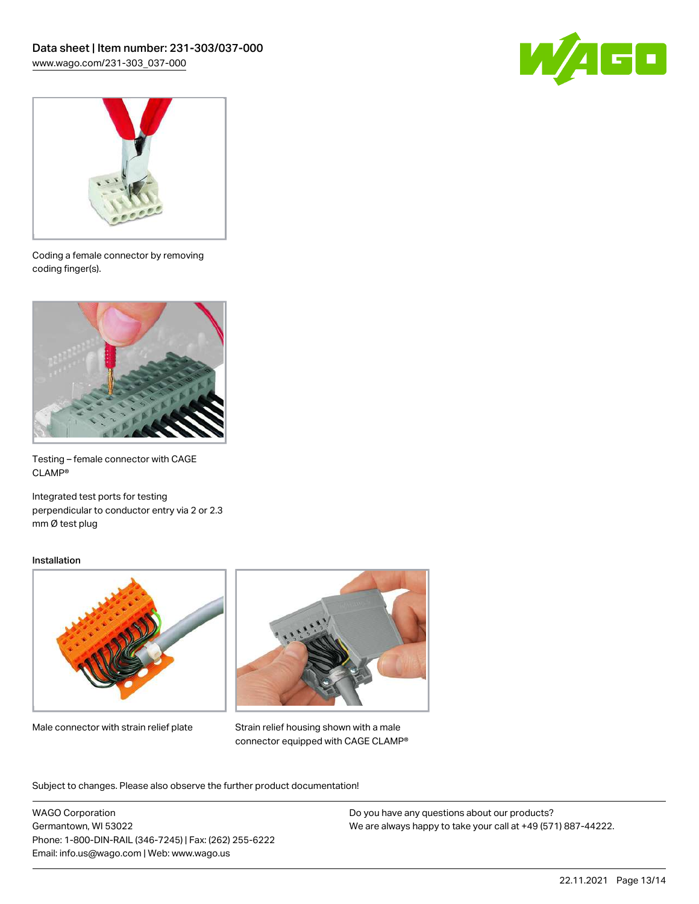Coding a female connector by removing coding finger(s).

Testing – female connector with CAGE CLAMP®

Integrated test ports for testing perpendicular to conductor entry via 2 or 2.3 mm Ø test plug

## Installation

Male connector with strain relief plate

Strain relief housing shown with a male connector equipped with CAGE CLAMP®

Subject to changes. Please also observe the further product documentation!

WAGO Corporation
Germantown, WI 53022
Phone: 1-800-DIN-RAIL (346-7245) | Fax: (262) 255-6222
Email: info.us@wago.com | Web: www.wago.us

Do you have any questions about our products?
We are always happy to take your call at +49 (571) 887-44222.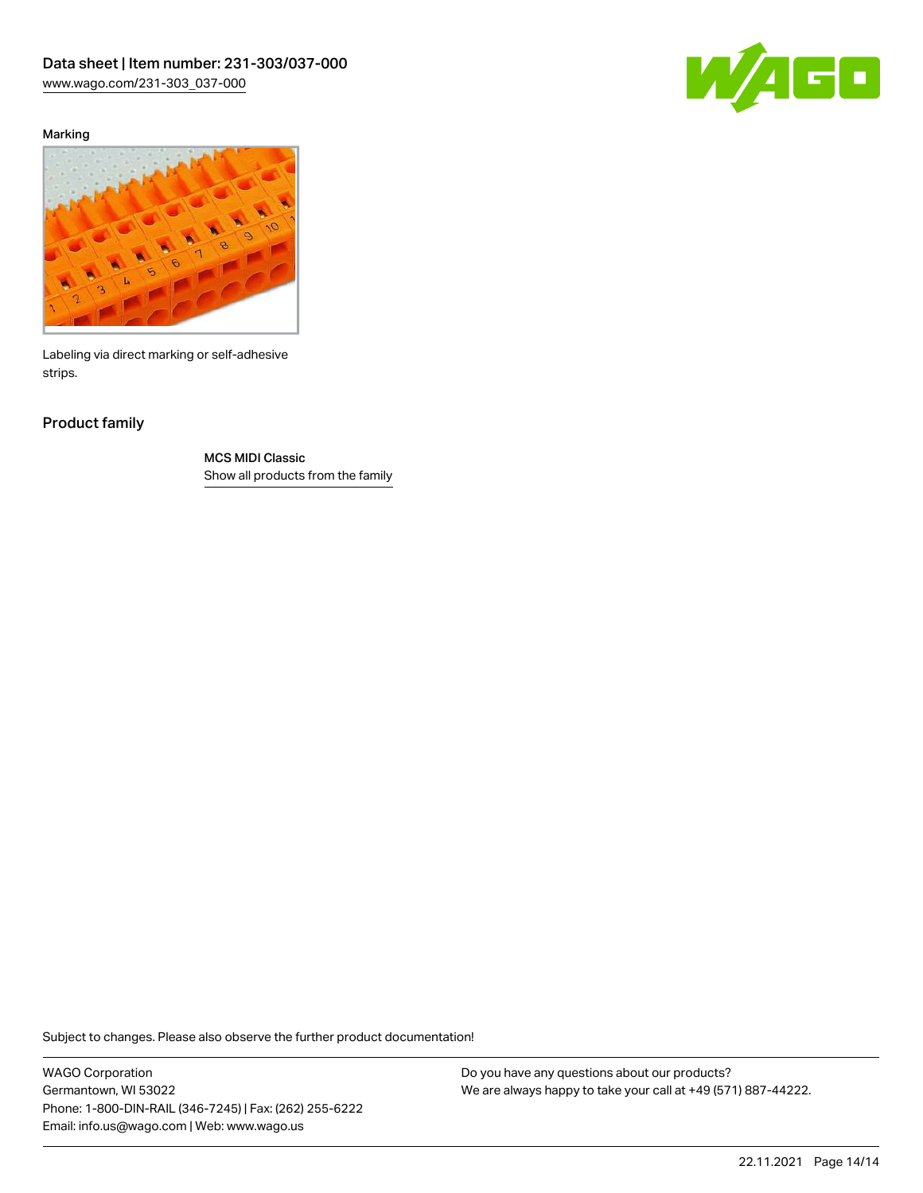Marking

Labeling via direct marking or self-adhesive strips.

## Product family

MCS MIDI Classic
Show all products from the family

Subject to changes. Please also observe the further product documentation!

WAGO Corporation
Germantown, WI 53022
Phone: 1-800-DIN-RAIL (346-7245) | Fax: (262) 255-6222
Email: info.us@wago.com | Web: www.wago.us

Do you have any questions about our products?
We are always happy to take your call at +49 (571) 887-44222.